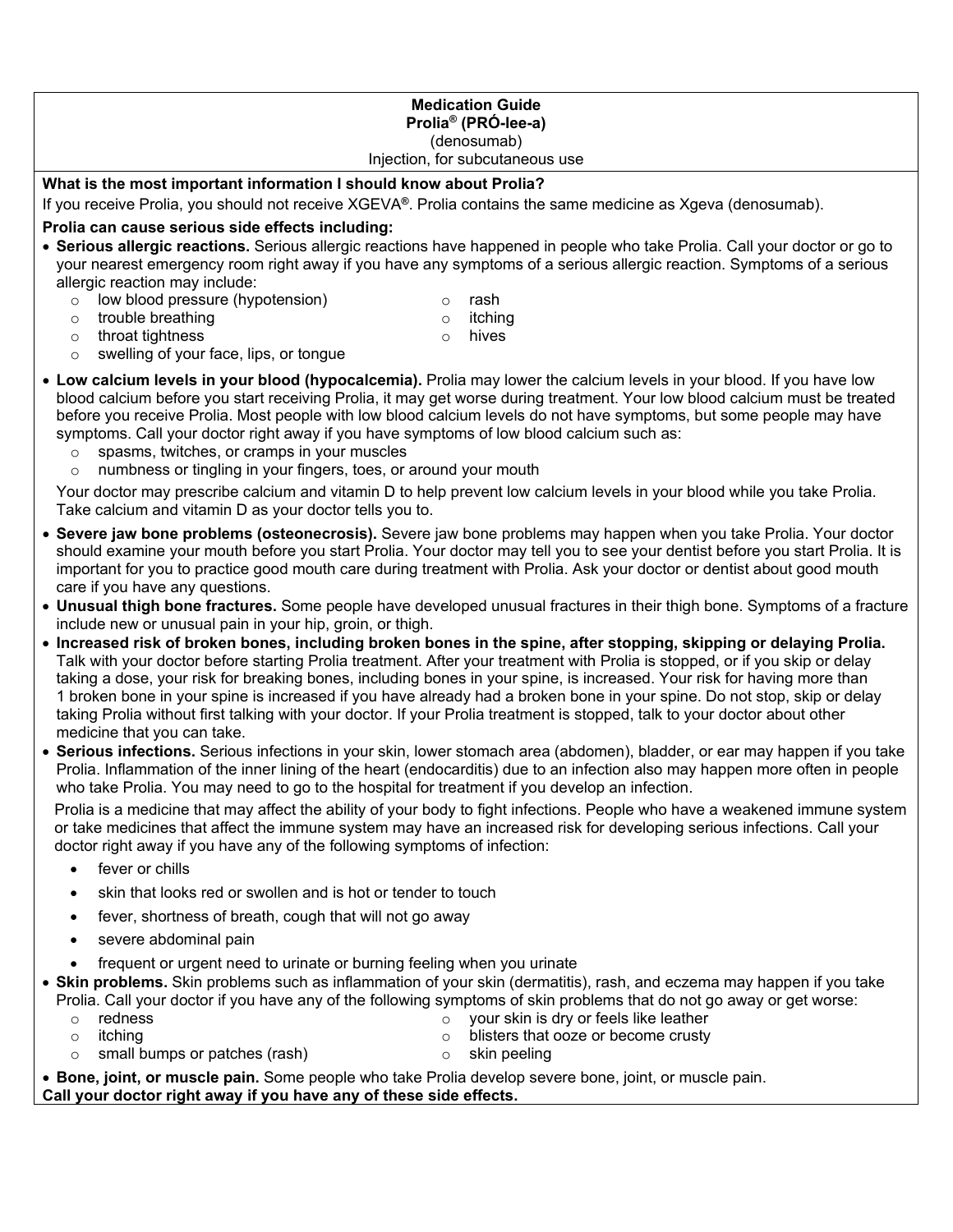# Medication Guide

**Prolia® (PRÓ-lee-a)**

(denosumab)

Injection, for subcutaneous use

**What is the most important information I should know about Prolia?**

If you receive Prolia, you should not receive XGEVA®. Prolia contains the same medicine as Xgeva (denosumab).

**Prolia can cause serious side effects including:**

- **Serious allergic reactions.** Serious allergic reactions have happened in people who take Prolia. Call your doctor or go to your nearest emergency room right away if you have any symptoms of a serious allergic reaction. Symptoms of a serious allergic reaction may include:
  - low blood pressure (hypotension)
  - trouble breathing
  - throat tightness
  - swelling of your face, lips, or tongue
  - rash
  - itching
  - hives
- **Low calcium levels in your blood (hypocalcemia).** Prolia may lower the calcium levels in your blood. If you have low blood calcium before you start receiving Prolia, it may get worse during treatment. Your low blood calcium must be treated before you receive Prolia. Most people with low blood calcium levels do not have symptoms, but some people may have symptoms. Call your doctor right away if you have symptoms of low blood calcium such as:
  - spasms, twitches, or cramps in your muscles
  - numbness or tingling in your fingers, toes, or around your mouth

  Your doctor may prescribe calcium and vitamin D to help prevent low calcium levels in your blood while you take Prolia. Take calcium and vitamin D as your doctor tells you to.
- **Severe jaw bone problems (osteonecrosis).** Severe jaw bone problems may happen when you take Prolia. Your doctor should examine your mouth before you start Prolia. Your doctor may tell you to see your dentist before you start Prolia. It is important for you to practice good mouth care during treatment with Prolia. Ask your doctor or dentist about good mouth care if you have any questions.
- **Unusual thigh bone fractures.** Some people have developed unusual fractures in their thigh bone. Symptoms of a fracture include new or unusual pain in your hip, groin, or thigh.
- **Increased risk of broken bones, including broken bones in the spine, after stopping, skipping or delaying Prolia.** Talk with your doctor before starting Prolia treatment. After your treatment with Prolia is stopped, or if you skip or delay taking a dose, your risk for breaking bones, including bones in your spine, is increased. Your risk for having more than 1 broken bone in your spine is increased if you have already had a broken bone in your spine. Do not stop, skip or delay taking Prolia without first talking with your doctor. If your Prolia treatment is stopped, talk to your doctor about other medicine that you can take.
- **Serious infections.** Serious infections in your skin, lower stomach area (abdomen), bladder, or ear may happen if you take Prolia. Inflammation of the inner lining of the heart (endocarditis) due to an infection also may happen more often in people who take Prolia. You may need to go to the hospital for treatment if you develop an infection.

  Prolia is a medicine that may affect the ability of your body to fight infections. People who have a weakened immune system or take medicines that affect the immune system may have an increased risk for developing serious infections. Call your doctor right away if you have any of the following symptoms of infection:
  - fever or chills
  - skin that looks red or swollen and is hot or tender to touch
  - fever, shortness of breath, cough that will not go away
  - severe abdominal pain
  - frequent or urgent need to urinate or burning feeling when you urinate
- **Skin problems.** Skin problems such as inflammation of your skin (dermatitis), rash, and eczema may happen if you take Prolia. Call your doctor if you have any of the following symptoms of skin problems that do not go away or get worse:
  - redness
  - itching
  - small bumps or patches (rash)
  - your skin is dry or feels like leather
  - blisters that ooze or become crusty
  - skin peeling
- **Bone, joint, or muscle pain.** Some people who take Prolia develop severe bone, joint, or muscle pain.

**Call your doctor right away if you have any of these side effects.**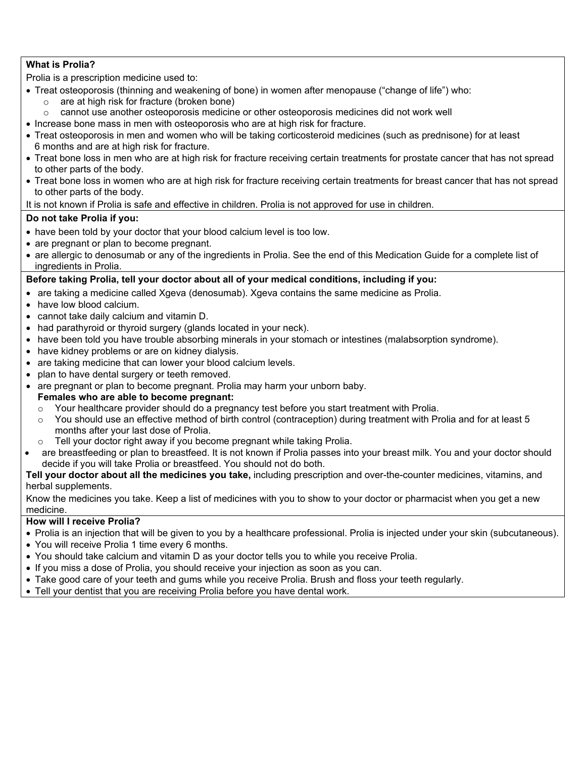**What is Prolia?**

Prolia is a prescription medicine used to:

- Treat osteoporosis (thinning and weakening of bone) in women after menopause ("change of life") who:
  - are at high risk for fracture (broken bone)
  - cannot use another osteoporosis medicine or other osteoporosis medicines did not work well
- Increase bone mass in men with osteoporosis who are at high risk for fracture.
- Treat osteoporosis in men and women who will be taking corticosteroid medicines (such as prednisone) for at least 6 months and are at high risk for fracture.
- Treat bone loss in men who are at high risk for fracture receiving certain treatments for prostate cancer that has not spread to other parts of the body.
- Treat bone loss in women who are at high risk for fracture receiving certain treatments for breast cancer that has not spread to other parts of the body.

It is not known if Prolia is safe and effective in children. Prolia is not approved for use in children.

**Do not take Prolia if you:**

- have been told by your doctor that your blood calcium level is too low.
- are pregnant or plan to become pregnant.
- are allergic to denosumab or any of the ingredients in Prolia. See the end of this Medication Guide for a complete list of ingredients in Prolia.

**Before taking Prolia, tell your doctor about all of your medical conditions, including if you:**

- are taking a medicine called Xgeva (denosumab). Xgeva contains the same medicine as Prolia.
- have low blood calcium.
- cannot take daily calcium and vitamin D.
- had parathyroid or thyroid surgery (glands located in your neck).
- have been told you have trouble absorbing minerals in your stomach or intestines (malabsorption syndrome).
- have kidney problems or are on kidney dialysis.
- are taking medicine that can lower your blood calcium levels.
- plan to have dental surgery or teeth removed.
- are pregnant or plan to become pregnant. Prolia may harm your unborn baby.

  **Females who are able to become pregnant:**
  - Your healthcare provider should do a pregnancy test before you start treatment with Prolia.
  - You should use an effective method of birth control (contraception) during treatment with Prolia and for at least 5 months after your last dose of Prolia.
  - Tell your doctor right away if you become pregnant while taking Prolia.
- are breastfeeding or plan to breastfeed. It is not known if Prolia passes into your breast milk. You and your doctor should decide if you will take Prolia or breastfeed. You should not do both.

**Tell your doctor about all the medicines you take,** including prescription and over-the-counter medicines, vitamins, and herbal supplements.

Know the medicines you take. Keep a list of medicines with you to show to your doctor or pharmacist when you get a new medicine.

**How will I receive Prolia?**

- Prolia is an injection that will be given to you by a healthcare professional. Prolia is injected under your skin (subcutaneous).
- You will receive Prolia 1 time every 6 months.
- You should take calcium and vitamin D as your doctor tells you to while you receive Prolia.
- If you miss a dose of Prolia, you should receive your injection as soon as you can.
- Take good care of your teeth and gums while you receive Prolia. Brush and floss your teeth regularly.
- Tell your dentist that you are receiving Prolia before you have dental work.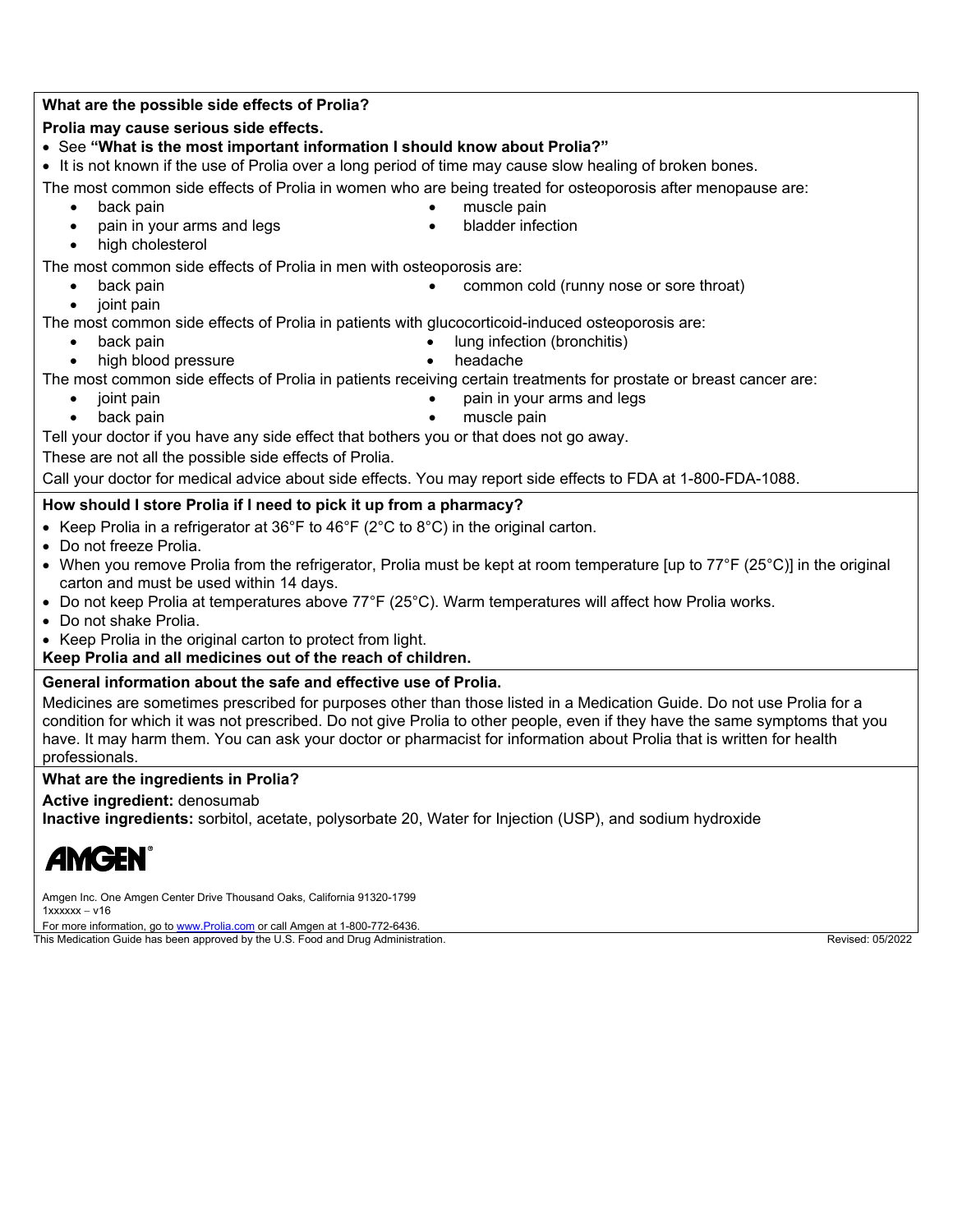**What are the possible side effects of Prolia?**

**Prolia may cause serious side effects.**

- See **"What is the most important information I should know about Prolia?"**
- It is not known if the use of Prolia over a long period of time may cause slow healing of broken bones.

The most common side effects of Prolia in women who are being treated for osteoporosis after menopause are:

- back pain
- muscle pain
- pain in your arms and legs
- bladder infection
- high cholesterol

The most common side effects of Prolia in men with osteoporosis are:

- back pain
- common cold (runny nose or sore throat)
- joint pain

The most common side effects of Prolia in patients with glucocorticoid-induced osteoporosis are:

- back pain
- lung infection (bronchitis)
- high blood pressure
- headache

The most common side effects of Prolia in patients receiving certain treatments for prostate or breast cancer are:

- joint pain
- pain in your arms and legs
- back pain
- muscle pain

Tell your doctor if you have any side effect that bothers you or that does not go away.

These are not all the possible side effects of Prolia.

Call your doctor for medical advice about side effects. You may report side effects to FDA at 1-800-FDA-1088.

**How should I store Prolia if I need to pick it up from a pharmacy?**

- Keep Prolia in a refrigerator at 36°F to 46°F (2°C to 8°C) in the original carton.
- Do not freeze Prolia.
- When you remove Prolia from the refrigerator, Prolia must be kept at room temperature [up to 77°F (25°C)] in the original carton and must be used within 14 days.
- Do not keep Prolia at temperatures above 77°F (25°C). Warm temperatures will affect how Prolia works.
- Do not shake Prolia.
- Keep Prolia in the original carton to protect from light.

**Keep Prolia and all medicines out of the reach of children.**

**General information about the safe and effective use of Prolia.**

Medicines are sometimes prescribed for purposes other than those listed in a Medication Guide. Do not use Prolia for a condition for which it was not prescribed. Do not give Prolia to other people, even if they have the same symptoms that you have. It may harm them. You can ask your doctor or pharmacist for information about Prolia that is written for health professionals.

**What are the ingredients in Prolia?**

**Active ingredient:** denosumab

**Inactive ingredients:** sorbitol, acetate, polysorbate 20, Water for Injection (USP), and sodium hydroxide

AMGEN®

Amgen Inc. One Amgen Center Drive Thousand Oaks, California 91320-1799
1xxxxxx – v16

For more information, go to www.Prolia.com or call Amgen at 1-800-772-6436.

This Medication Guide has been approved by the U.S. Food and Drug Administration. Revised: 05/2022